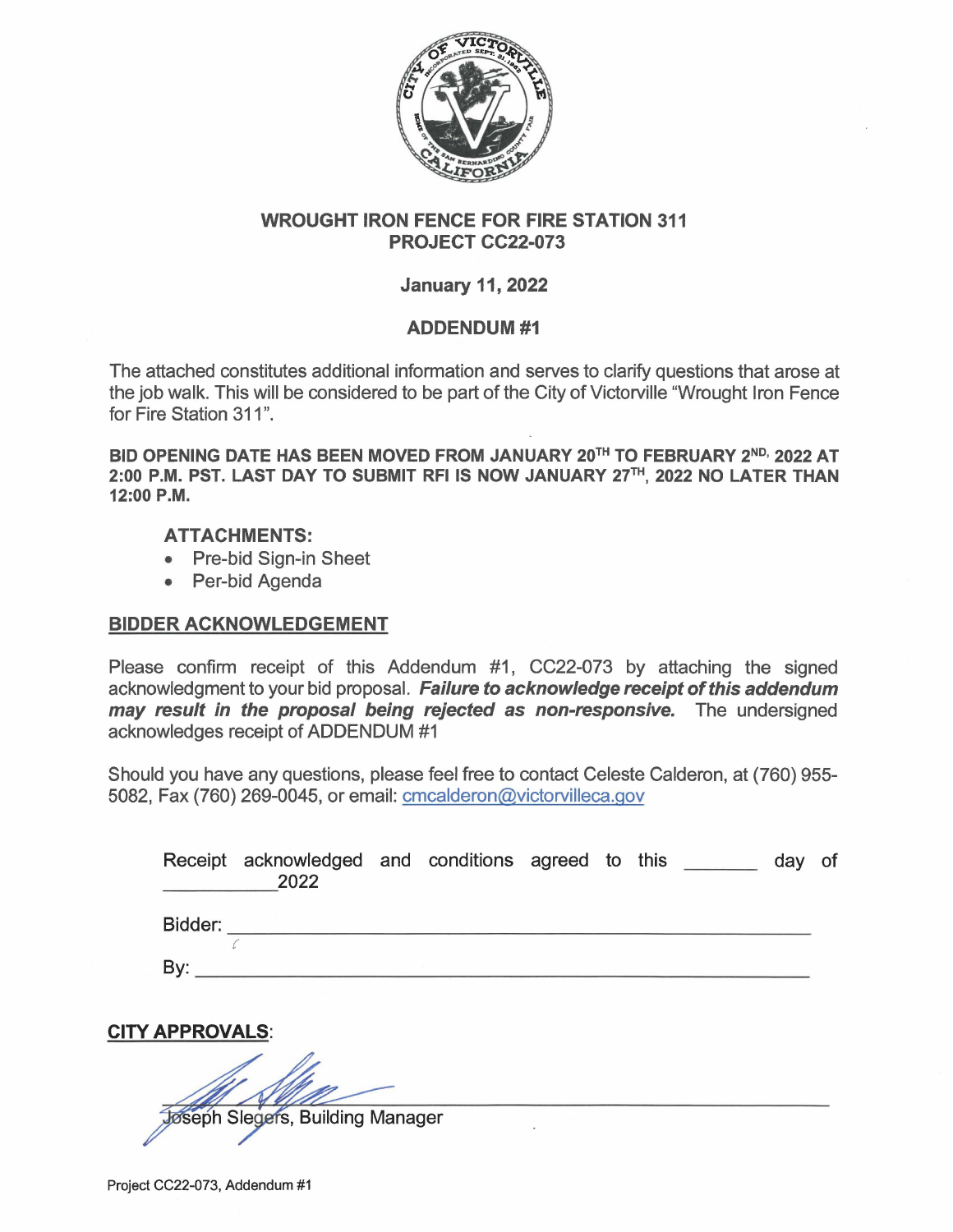# WROUGHT IRON FENCE FOR FIRE STATION 311
## PROJECT CC22-073

**January 11, 2022**

**ADDENDUM #1**

The attached constitutes additional information and serves to clarify questions that arose at the job walk. This will be considered to be part of the City of Victorville "Wrought Iron Fence for Fire Station 311".

**BID OPENING DATE HAS BEEN MOVED FROM JANUARY 20TH TO FEBRUARY 2ND, 2022 AT 2:00 P.M. PST. LAST DAY TO SUBMIT RFI IS NOW JANUARY 27TH, 2022 NO LATER THAN 12:00 P.M.**

**ATTACHMENTS:**

- Pre-bid Sign-in Sheet
- Per-bid Agenda

**BIDDER ACKNOWLEDGEMENT**

Please confirm receipt of this Addendum #1, CC22-073 by attaching the signed acknowledgment to your bid proposal. ***Failure to acknowledge receipt of this addendum may result in the proposal being rejected as non-responsive.*** The undersigned acknowledges receipt of ADDENDUM #1

Should you have any questions, please feel free to contact Celeste Calderon, at (760) 955-5082, Fax (760) 269-0045, or email: cmcalderon@victorvilleca.gov

Receipt acknowledged and conditions agreed to this _______ day of __________2022

Bidder: ____________________________________________

By: ____________________________________________

**CITY APPROVALS**:

____________________________________________
Joseph Slegers, Building Manager

Project CC22-073, Addendum #1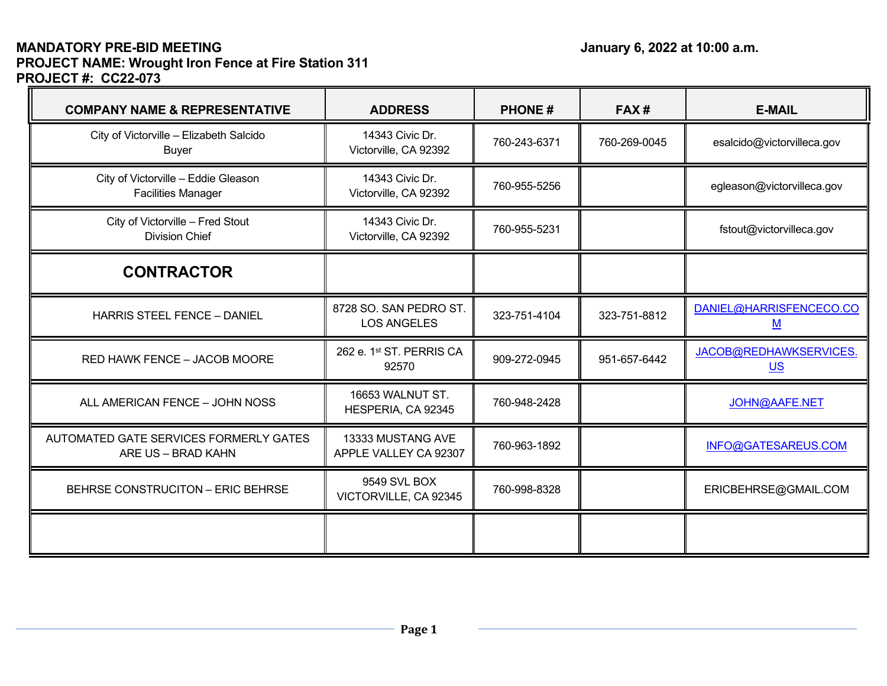**MANDATORY PRE-BID MEETING**

**PROJECT NAME: Wrought Iron Fence at Fire Station 311**

**PROJECT #: CC22-073**

**January 6, 2022 at 10:00 a.m.**

| COMPANY NAME & REPRESENTATIVE | ADDRESS | PHONE # | FAX # | E-MAIL |
|---|---|---|---|---|
| City of Victorville – Elizabeth Salcido Buyer | 14343 Civic Dr. Victorville, CA 92392 | 760-243-6371 | 760-269-0045 | esalcido@victorvilleca.gov |
| City of Victorville – Eddie Gleason Facilities Manager | 14343 Civic Dr. Victorville, CA 92392 | 760-955-5256 | | egleason@victorvilleca.gov |
| City of Victorville – Fred Stout Division Chief | 14343 Civic Dr. Victorville, CA 92392 | 760-955-5231 | | fstout@victorvilleca.gov |
| **CONTRACTOR** | | | | |
| HARRIS STEEL FENCE – DANIEL | 8728 SO. SAN PEDRO ST. LOS ANGELES | 323-751-4104 | 323-751-8812 | DANIEL@HARRISFENCECO.COM |
| RED HAWK FENCE – JACOB MOORE | 262 e. 1st ST. PERRIS CA 92570 | 909-272-0945 | 951-657-6442 | JACOB@REDHAWKSERVICES.US |
| ALL AMERICAN FENCE – JOHN NOSS | 16653 WALNUT ST. HESPERIA, CA 92345 | 760-948-2428 | | JOHN@AAFE.NET |
| AUTOMATED GATE SERVICES FORMERLY GATES ARE US – BRAD KAHN | 13333 MUSTANG AVE APPLE VALLEY CA 92307 | 760-963-1892 | | INFO@GATESAREUS.COM |
| BEHRSE CONSTRUCITON – ERIC BEHRSE | 9549 SVL BOX VICTORVILLE, CA 92345 | 760-998-8328 | | ERICBEHRSE@GMAIL.COM |
| | | | | |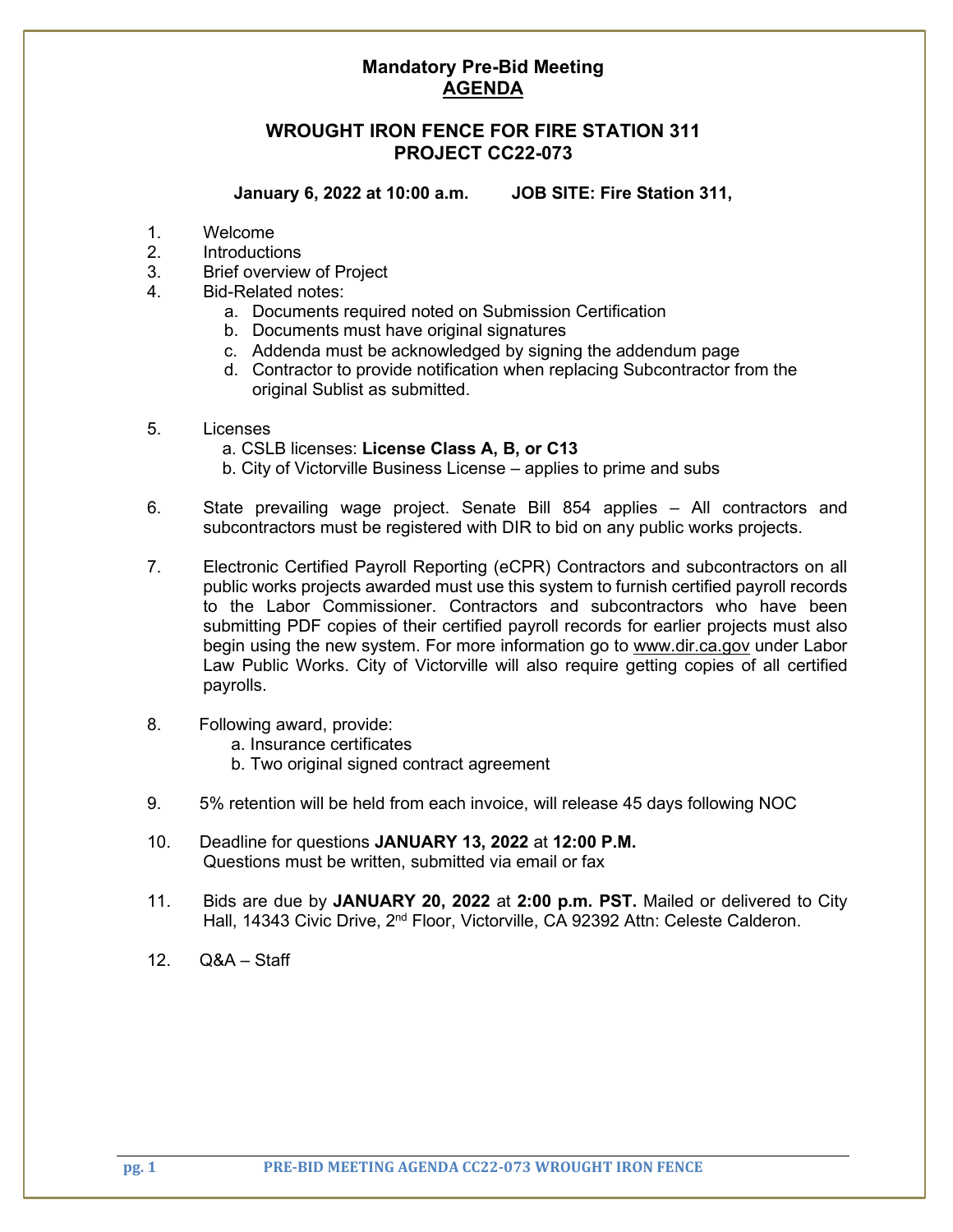# Mandatory Pre-Bid Meeting
## AGENDA

## WROUGHT IRON FENCE FOR FIRE STATION 311
## PROJECT CC22-073

**January 6, 2022 at 10:00 a.m.        JOB SITE: Fire Station 311,**

1. Welcome
2. Introductions
3. Brief overview of Project
4. Bid-Related notes:
   a. Documents required noted on Submission Certification
   b. Documents must have original signatures
   c. Addenda must be acknowledged by signing the addendum page
   d. Contractor to provide notification when replacing Subcontractor from the original Sublist as submitted.

5. Licenses
   a. CSLB licenses: **License Class A, B, or C13**
   b. City of Victorville Business License – applies to prime and subs

6. State prevailing wage project. Senate Bill 854 applies – All contractors and subcontractors must be registered with DIR to bid on any public works projects.

7. Electronic Certified Payroll Reporting (eCPR) Contractors and subcontractors on all public works projects awarded must use this system to furnish certified payroll records to the Labor Commissioner. Contractors and subcontractors who have been submitting PDF copies of their certified payroll records for earlier projects must also begin using the new system. For more information go to www.dir.ca.gov under Labor Law Public Works. City of Victorville will also require getting copies of all certified payrolls.

8. Following award, provide:
   a. Insurance certificates
   b. Two original signed contract agreement

9. 5% retention will be held from each invoice, will release 45 days following NOC

10. Deadline for questions **JANUARY 13, 2022** at **12:00 P.M.**
    Questions must be written, submitted via email or fax

11. Bids are due by **JANUARY 20, 2022** at **2:00 p.m. PST.** Mailed or delivered to City Hall, 14343 Civic Drive, 2nd Floor, Victorville, CA 92392 Attn: Celeste Calderon.

12. Q&A – Staff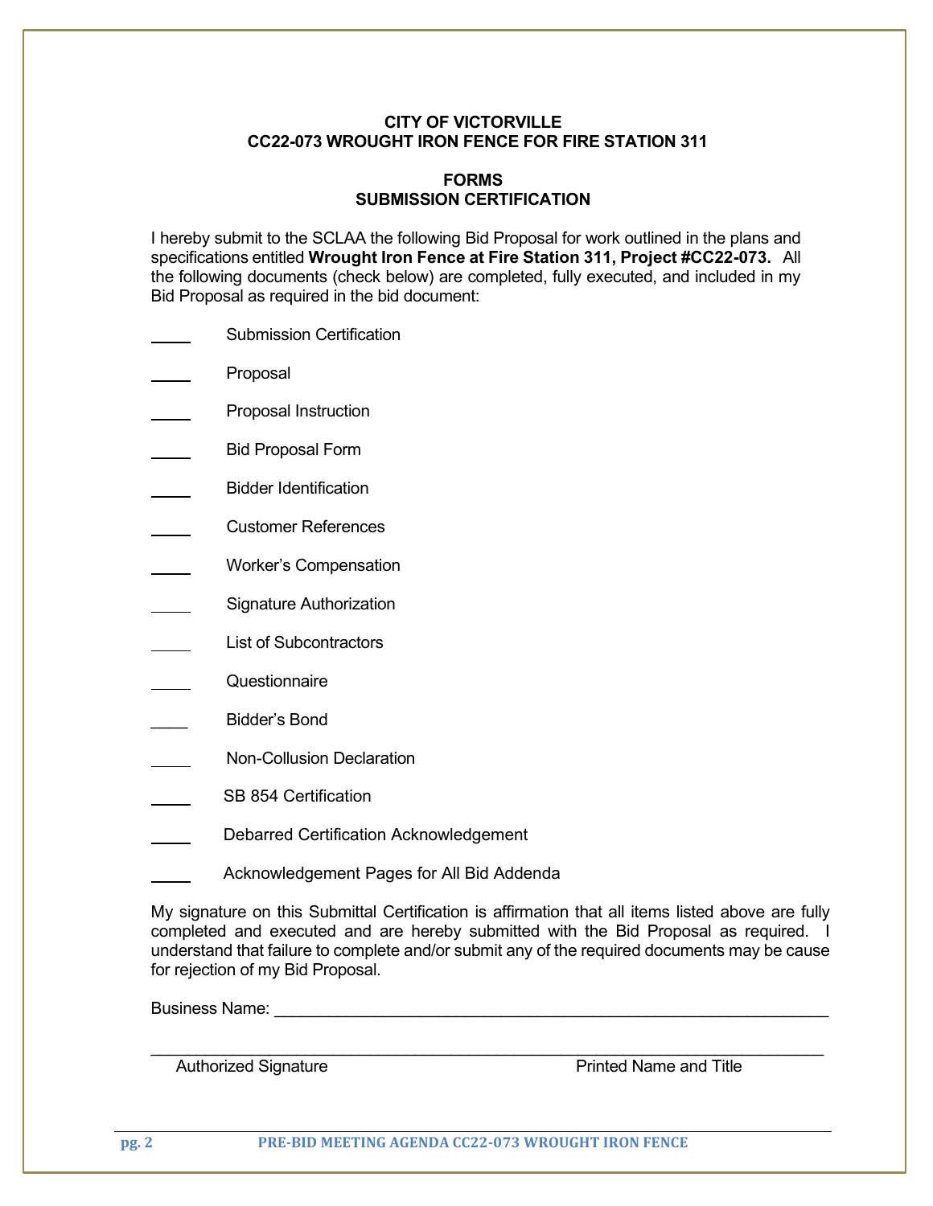**CITY OF VICTORVILLE**
**CC22-073 WROUGHT IRON FENCE FOR FIRE STATION 311**

**FORMS**
**SUBMISSION CERTIFICATION**

I hereby submit to the SCLAA the following Bid Proposal for work outlined in the plans and specifications entitled **Wrought Iron Fence at Fire Station 311, Project #CC22-073.** All the following documents (check below) are completed, fully executed, and included in my Bid Proposal as required in the bid document:

____ Submission Certification

____ Proposal

____ Proposal Instruction

____ Bid Proposal Form

____ Bidder Identification

____ Customer References

____ Worker's Compensation

____ Signature Authorization

____ List of Subcontractors

____ Questionnaire

____ Bidder's Bond

____ Non-Collusion Declaration

____ SB 854 Certification

____ Debarred Certification Acknowledgement

____ Acknowledgement Pages for All Bid Addenda

My signature on this Submittal Certification is affirmation that all items listed above are fully completed and executed and are hereby submitted with the Bid Proposal as required. I understand that failure to complete and/or submit any of the required documents may be cause for rejection of my Bid Proposal.

Business Name: ____________________________________________________________

______________________________________________________________________________
Authorized Signature                                        Printed Name and Title